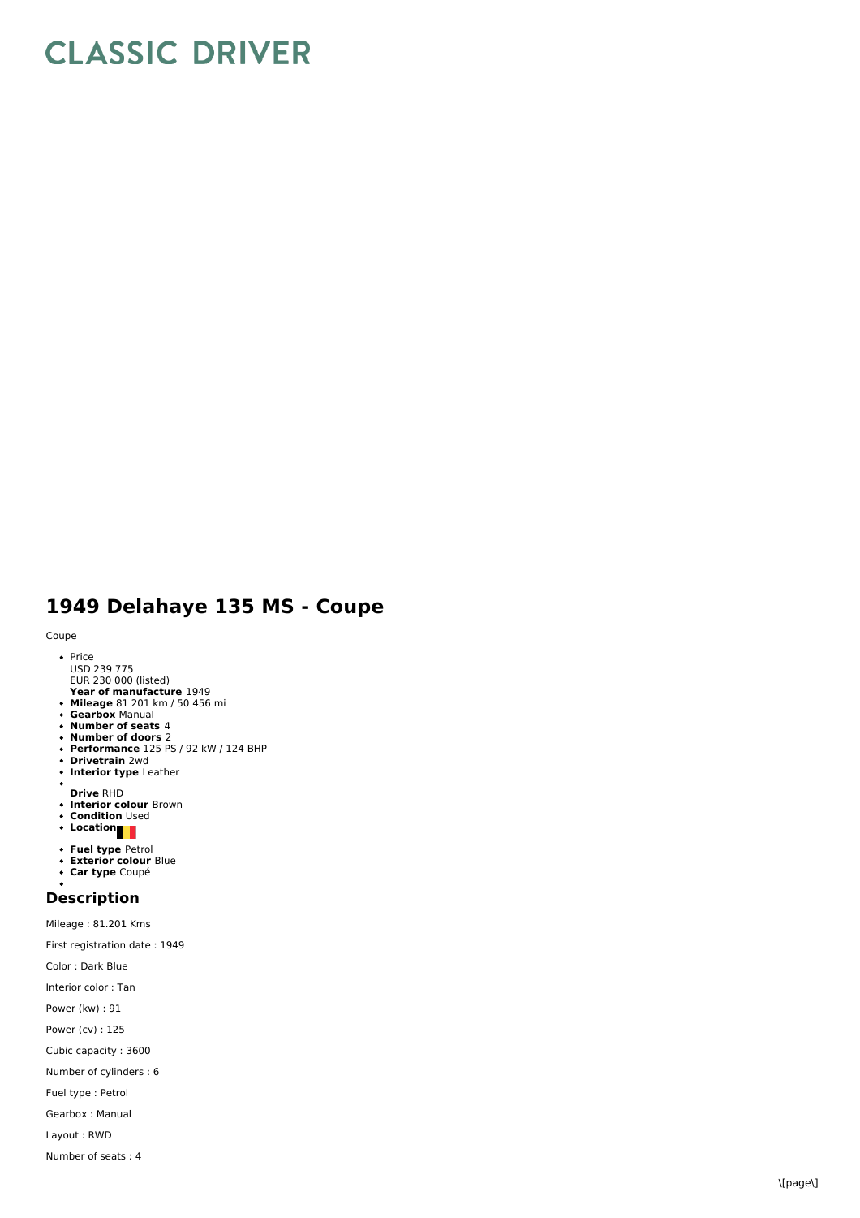# CLASSIC DRIVER

## 1949 Delahaye 135 MS - Coupe

Coupe

- Price
  USD 239 775
  EUR 230 000 (listed)
- **Year of manufacture** 1949
- **Mileage** 81 201 km / 50 456 mi
- **Gearbox** Manual
- **Number of seats** 4
- **Number of doors** 2
- **Performance** 125 PS / 92 kW / 124 BHP
- **Drivetrain** 2wd
- **Interior type** Leather
- **Drive** RHD
- **Interior colour** Brown
- **Condition** Used
- **Location**
- **Fuel type** Petrol
- **Exterior colour** Blue
- **Car type** Coupé

### Description

Mileage : 81.201 Kms

First registration date : 1949

Color : Dark Blue

Interior color : Tan

Power (kw) : 91

Power (cv) : 125

Cubic capacity : 3600

Number of cylinders : 6

Fuel type : Petrol

Gearbox : Manual

Layout : RWD

Number of seats : 4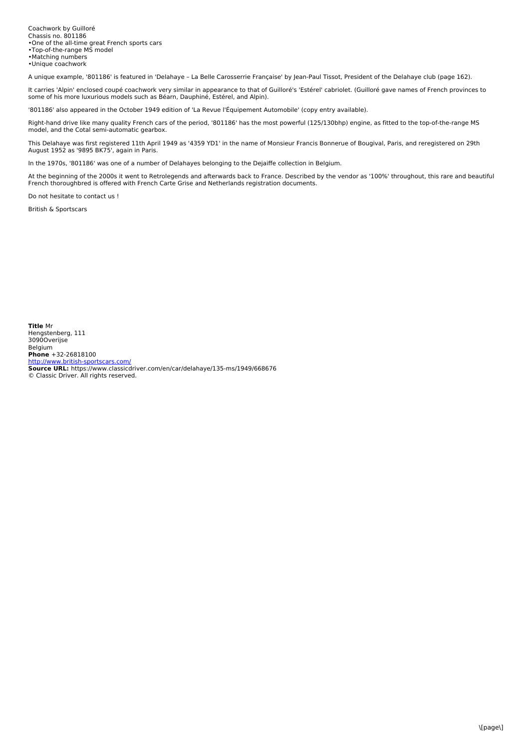Coachwork by Guilloré
Chassis no. 801186

- One of the all-time great French sports cars
- Top-of-the-range MS model
- Matching numbers
- Unique coachwork

A unique example, '801186' is featured in 'Delahaye – La Belle Carosserrie Française' by Jean-Paul Tissot, President of the Delahaye club (page 162).

It carries 'Alpin' enclosed coupé coachwork very similar in appearance to that of Guilloré's 'Estérel' cabriolet. (Guilloré gave names of French provinces to some of his more luxurious models such as Béarn, Dauphiné, Estérel, and Alpin).

'801186' also appeared in the October 1949 edition of 'La Revue l'Équipement Automobile' (copy entry available).

Right-hand drive like many quality French cars of the period, '801186' has the most powerful (125/130bhp) engine, as fitted to the top-of-the-range MS model, and the Cotal semi-automatic gearbox.

This Delahaye was first registered 11th April 1949 as '4359 YD1' in the name of Monsieur Francis Bonnerue of Bougival, Paris, and reregistered on 29th August 1952 as '9895 BK75', again in Paris.

In the 1970s, '801186' was one of a number of Delahayes belonging to the Dejaiffe collection in Belgium.

At the beginning of the 2000s it went to Retrolegends and afterwards back to France. Described by the vendor as '100%' throughout, this rare and beautiful French thoroughbred is offered with French Carte Grise and Netherlands registration documents.

Do not hesitate to contact us !

British & Sportscars

**Title** Mr
Hengstenberg, 111
3090Overijse
Belgium
**Phone** +32-26818100
http://www.british-sportscars.com/
**Source URL:** https://www.classicdriver.com/en/car/delahaye/135-ms/1949/668676
© Classic Driver. All rights reserved.